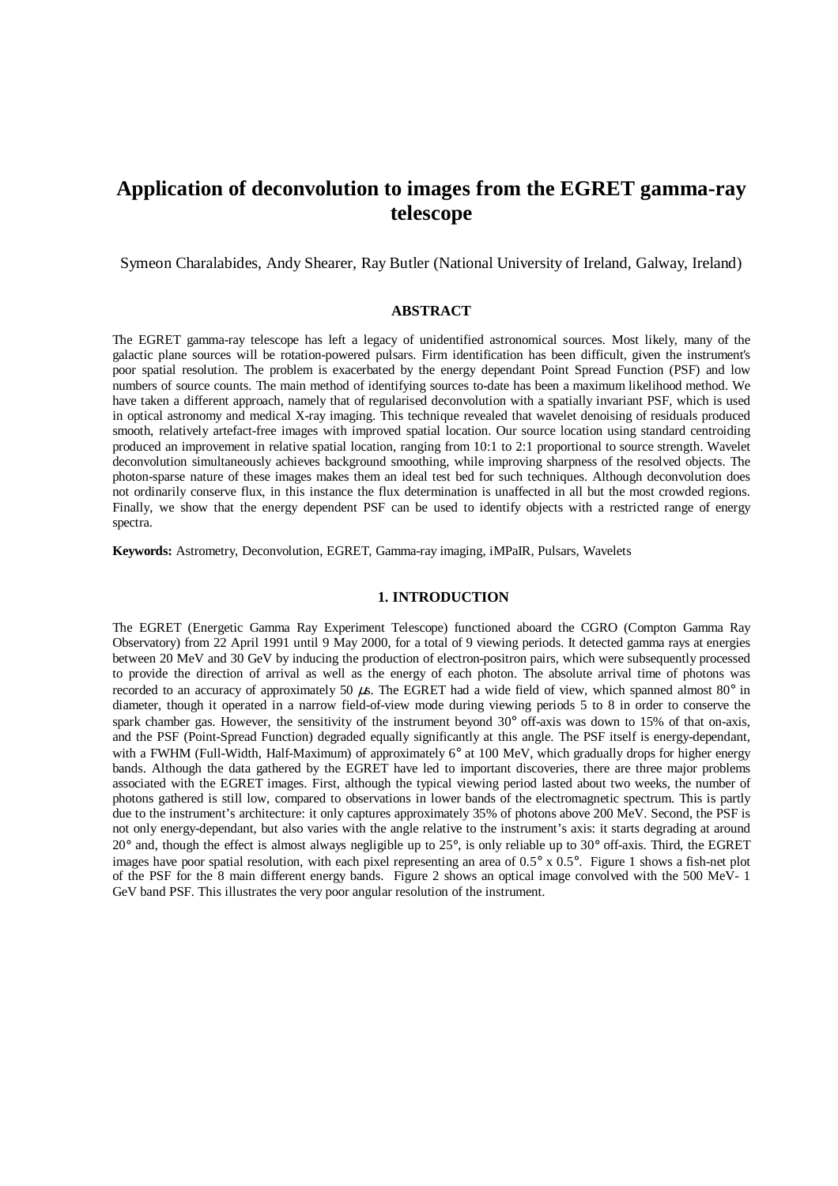# Application of deconvolution to images from the EGRET gamma-ray telescope

Symeon Charalabides, Andy Shearer, Ray Butler (National University of Ireland, Galway, Ireland)

## ABSTRACT

The EGRET gamma-ray telescope has left a legacy of unidentified astronomical sources. Most likely, many of the galactic plane sources will be rotation-powered pulsars. Firm identification has been difficult, given the instrument's poor spatial resolution. The problem is exacerbated by the energy dependant Point Spread Function (PSF) and low numbers of source counts. The main method of identifying sources to-date has been a maximum likelihood method. We have taken a different approach, namely that of regularised deconvolution with a spatially invariant PSF, which is used in optical astronomy and medical X-ray imaging. This technique revealed that wavelet denoising of residuals produced smooth, relatively artefact-free images with improved spatial location. Our source location using standard centroiding produced an improvement in relative spatial location, ranging from 10:1 to 2:1 proportional to source strength. Wavelet deconvolution simultaneously achieves background smoothing, while improving sharpness of the resolved objects. The photon-sparse nature of these images makes them an ideal test bed for such techniques. Although deconvolution does not ordinarily conserve flux, in this instance the flux determination is unaffected in all but the most crowded regions. Finally, we show that the energy dependent PSF can be used to identify objects with a restricted range of energy spectra.

**Keywords:** Astrometry, Deconvolution, EGRET, Gamma-ray imaging, iMPaIR, Pulsars, Wavelets

## 1. INTRODUCTION

The EGRET (Energetic Gamma Ray Experiment Telescope) functioned aboard the CGRO (Compton Gamma Ray Observatory) from 22 April 1991 until 9 May 2000, for a total of 9 viewing periods. It detected gamma rays at energies between 20 MeV and 30 GeV by inducing the production of electron-positron pairs, which were subsequently processed to provide the direction of arrival as well as the energy of each photon. The absolute arrival time of photons was recorded to an accuracy of approximately 50 $\mu$s. The EGRET had a wide field of view, which spanned almost 80° in diameter, though it operated in a narrow field-of-view mode during viewing periods 5 to 8 in order to conserve the spark chamber gas. However, the sensitivity of the instrument beyond 30° off-axis was down to 15% of that on-axis, and the PSF (Point-Spread Function) degraded equally significantly at this angle. The PSF itself is energy-dependant, with a FWHM (Full-Width, Half-Maximum) of approximately 6° at 100 MeV, which gradually drops for higher energy bands. Although the data gathered by the EGRET have led to important discoveries, there are three major problems associated with the EGRET images. First, although the typical viewing period lasted about two weeks, the number of photons gathered is still low, compared to observations in lower bands of the electromagnetic spectrum. This is partly due to the instrument's architecture: it only captures approximately 35% of photons above 200 MeV. Second, the PSF is not only energy-dependant, but also varies with the angle relative to the instrument's axis: it starts degrading at around 20° and, though the effect is almost always negligible up to 25°, is only reliable up to 30° off-axis. Third, the EGRET images have poor spatial resolution, with each pixel representing an area of 0.5° x 0.5°. Figure 1 shows a fish-net plot of the PSF for the 8 main different energy bands. Figure 2 shows an optical image convolved with the 500 MeV- 1 GeV band PSF. This illustrates the very poor angular resolution of the instrument.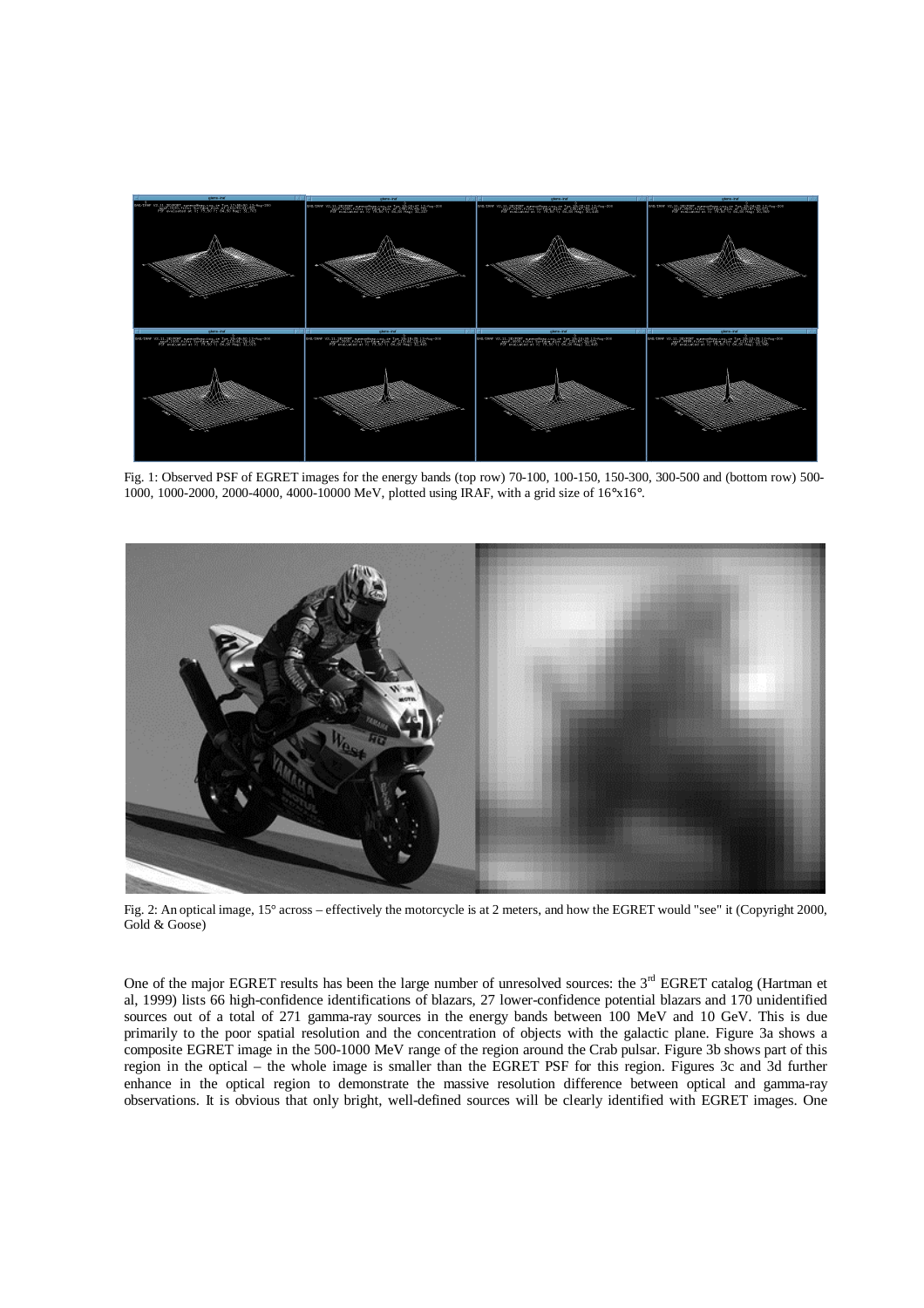Fig. 1: Observed PSF of EGRET images for the energy bands (top row) 70-100, 100-150, 150-300, 300-500 and (bottom row) 500-1000, 1000-2000, 2000-4000, 4000-10000 MeV, plotted using IRAF, with a grid size of 16°x16°.

Fig. 2: An optical image, 15° across – effectively the motorcycle is at 2 meters, and how the EGRET would "see" it (Copyright 2000, Gold & Goose)

One of the major EGRET results has been the large number of unresolved sources: the 3rd EGRET catalog (Hartman et al, 1999) lists 66 high-confidence identifications of blazars, 27 lower-confidence potential blazars and 170 unidentified sources out of a total of 271 gamma-ray sources in the energy bands between 100 MeV and 10 GeV. This is due primarily to the poor spatial resolution and the concentration of objects with the galactic plane. Figure 3a shows a composite EGRET image in the 500-1000 MeV range of the region around the Crab pulsar. Figure 3b shows part of this region in the optical – the whole image is smaller than the EGRET PSF for this region. Figures 3c and 3d further enhance in the optical region to demonstrate the massive resolution difference between optical and gamma-ray observations. It is obvious that only bright, well-defined sources will be clearly identified with EGRET images. One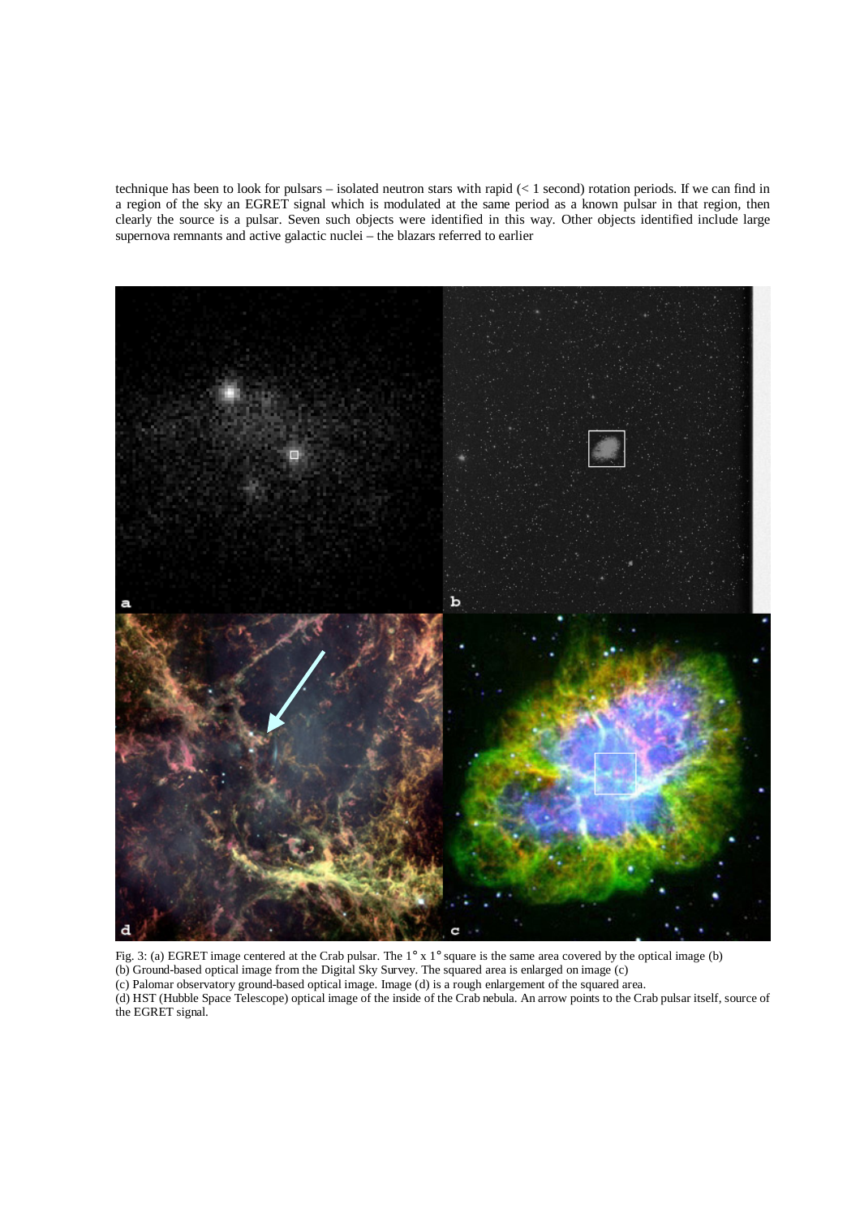technique has been to look for pulsars – isolated neutron stars with rapid (< 1 second) rotation periods. If we can find in a region of the sky an EGRET signal which is modulated at the same period as a known pulsar in that region, then clearly the source is a pulsar. Seven such objects were identified in this way. Other objects identified include large supernova remnants and active galactic nuclei – the blazars referred to earlier

Fig. 3: (a) EGRET image centered at the Crab pulsar. The 1° x 1° square is the same area covered by the optical image (b)
(b) Ground-based optical image from the Digital Sky Survey. The squared area is enlarged on image (c)
(c) Palomar observatory ground-based optical image. Image (d) is a rough enlargement of the squared area.
(d) HST (Hubble Space Telescope) optical image of the inside of the Crab nebula. An arrow points to the Crab pulsar itself, source of the EGRET signal.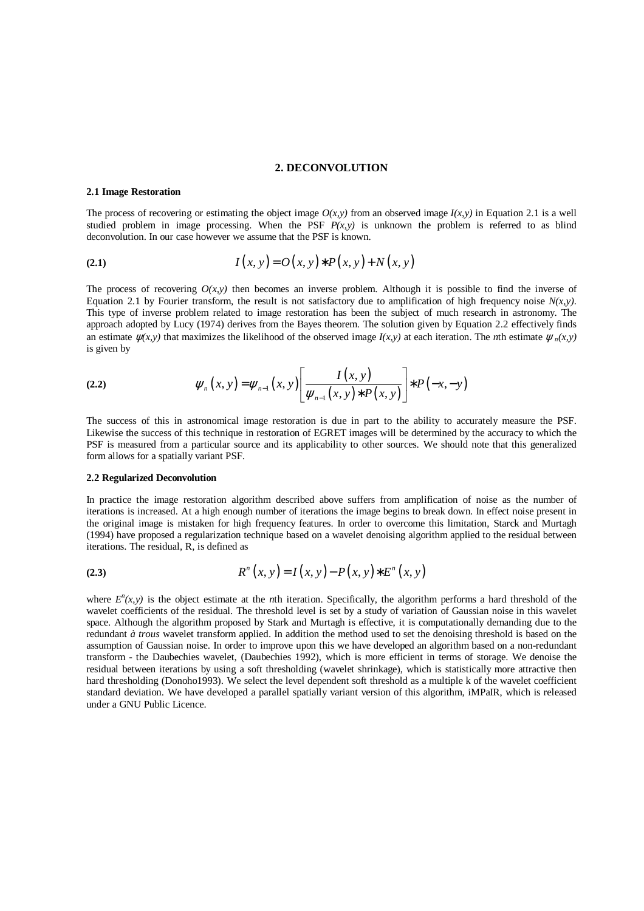## 2. DECONVOLUTION

### 2.1 Image Restoration

The process of recovering or estimating the object image $O(x,y)$ from an observed image $I(x,y)$ in Equation 2.1 is a well studied problem in image processing. When the PSF $P(x,y)$ is unknown the problem is referred to as blind deconvolution. In our case however we assume that the PSF is known.

**(2.1)**
$$I(x,y) = O(x,y) * P(x,y) + N(x,y)$$

The process of recovering $O(x,y)$ then becomes an inverse problem. Although it is possible to find the inverse of Equation 2.1 by Fourier transform, the result is not satisfactory due to amplification of high frequency noise $N(x,y)$. This type of inverse problem related to image restoration has been the subject of much research in astronomy. The approach adopted by Lucy (1974) derives from the Bayes theorem. The solution given by Equation 2.2 effectively finds an estimate $\psi(x,y)$ that maximizes the likelihood of the observed image $I(x,y)$ at each iteration. The *n*th estimate $\psi_n(x,y)$ is given by

**(2.2)**
$$\psi_n(x,y) = \psi_{n-1}(x,y)\left[\frac{I(x,y)}{\psi_{n-1}(x,y) * P(x,y)}\right] * P(-x,-y)$$

The success of this in astronomical image restoration is due in part to the ability to accurately measure the PSF. Likewise the success of this technique in restoration of EGRET images will be determined by the accuracy to which the PSF is measured from a particular source and its applicability to other sources. We should note that this generalized form allows for a spatially variant PSF.

### 2.2 Regularized Deconvolution

In practice the image restoration algorithm described above suffers from amplification of noise as the number of iterations is increased. At a high enough number of iterations the image begins to break down. In effect noise present in the original image is mistaken for high frequency features. In order to overcome this limitation, Starck and Murtagh (1994) have proposed a regularization technique based on a wavelet denoising algorithm applied to the residual between iterations. The residual, R, is defined as

**(2.3)**
$$R^n(x,y) = I(x,y) - P(x,y) * E^n(x,y)$$

where $E^n(x,y)$ is the object estimate at the *n*th iteration. Specifically, the algorithm performs a hard threshold of the wavelet coefficients of the residual. The threshold level is set by a study of variation of Gaussian noise in this wavelet space. Although the algorithm proposed by Stark and Murtagh is effective, it is computationally demanding due to the redundant *à trous* wavelet transform applied. In addition the method used to set the denoising threshold is based on the assumption of Gaussian noise. In order to improve upon this we have developed an algorithm based on a non-redundant transform - the Daubechies wavelet, (Daubechies 1992), which is more efficient in terms of storage. We denoise the residual between iterations by using a soft thresholding (wavelet shrinkage), which is statistically more attractive then hard thresholding (Donoho1993). We select the level dependent soft threshold as a multiple k of the wavelet coefficient standard deviation. We have developed a parallel spatially variant version of this algorithm, iMPaIR, which is released under a GNU Public Licence.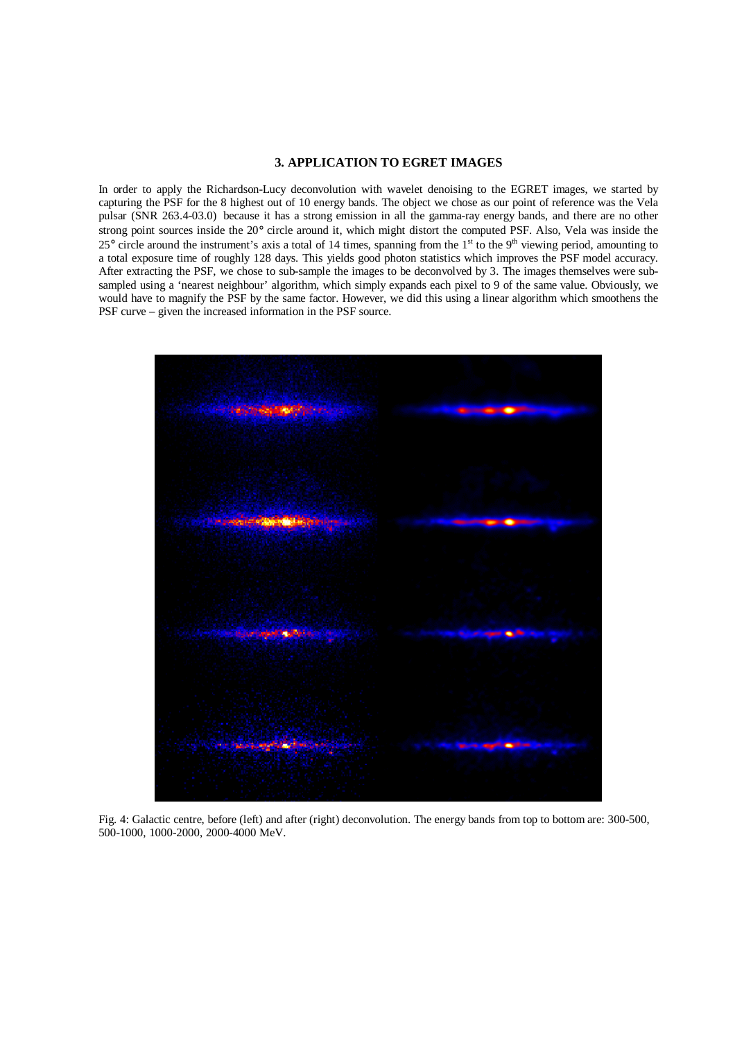## 3. APPLICATION TO EGRET IMAGES

In order to apply the Richardson-Lucy deconvolution with wavelet denoising to the EGRET images, we started by capturing the PSF for the 8 highest out of 10 energy bands. The object we chose as our point of reference was the Vela pulsar (SNR 263.4-03.0) because it has a strong emission in all the gamma-ray energy bands, and there are no other strong point sources inside the 20° circle around it, which might distort the computed PSF. Also, Vela was inside the 25° circle around the instrument's axis a total of 14 times, spanning from the 1st to the 9th viewing period, amounting to a total exposure time of roughly 128 days. This yields good photon statistics which improves the PSF model accuracy. After extracting the PSF, we chose to sub-sample the images to be deconvolved by 3. The images themselves were sub-sampled using a 'nearest neighbour' algorithm, which simply expands each pixel to 9 of the same value. Obviously, we would have to magnify the PSF by the same factor. However, we did this using a linear algorithm which smoothens the PSF curve – given the increased information in the PSF source.

Fig. 4: Galactic centre, before (left) and after (right) deconvolution. The energy bands from top to bottom are: 300-500, 500-1000, 1000-2000, 2000-4000 MeV.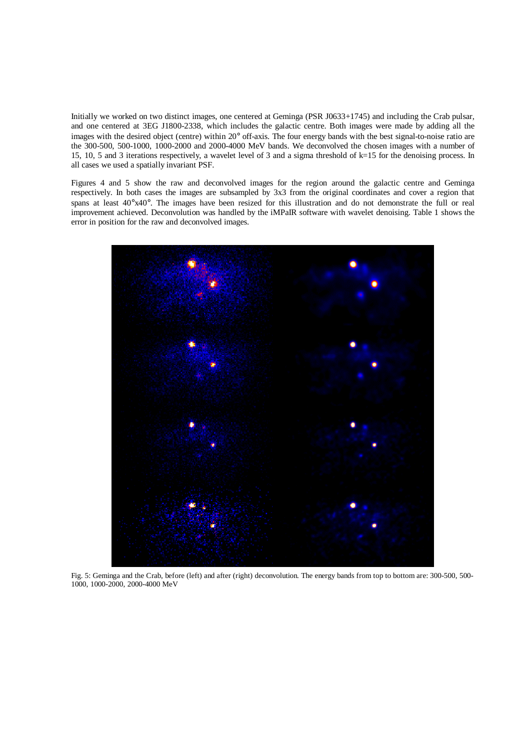Initially we worked on two distinct images, one centered at Geminga (PSR J0633+1745) and including the Crab pulsar, and one centered at 3EG J1800-2338, which includes the galactic centre. Both images were made by adding all the images with the desired object (centre) within 20° off-axis. The four energy bands with the best signal-to-noise ratio are the 300-500, 500-1000, 1000-2000 and 2000-4000 MeV bands. We deconvolved the chosen images with a number of 15, 10, 5 and 3 iterations respectively, a wavelet level of 3 and a sigma threshold of k=15 for the denoising process. In all cases we used a spatially invariant PSF.

Figures 4 and 5 show the raw and deconvolved images for the region around the galactic centre and Geminga respectively. In both cases the images are subsampled by 3x3 from the original coordinates and cover a region that spans at least 40°x40°. The images have been resized for this illustration and do not demonstrate the full or real improvement achieved. Deconvolution was handled by the iMPaIR software with wavelet denoising. Table 1 shows the error in position for the raw and deconvolved images.

Fig. 5: Geminga and the Crab, before (left) and after (right) deconvolution. The energy bands from top to bottom are: 300-500, 500-1000, 1000-2000, 2000-4000 MeV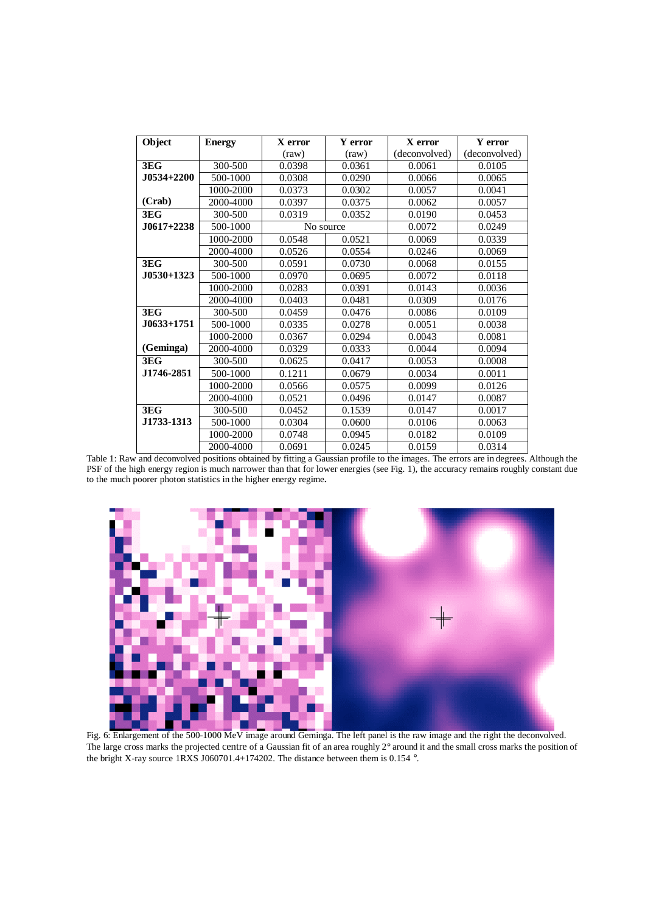| Object | Energy | X error (raw) | Y error (raw) | X error (deconvolved) | Y error (deconvolved) |
|---|---|---|---|---|---|
| **3EG J0534+2200** | 300-500 | 0.0398 | 0.0361 | 0.0061 | 0.0105 |
| | 500-1000 | 0.0308 | 0.0290 | 0.0066 | 0.0065 |
| | 1000-2000 | 0.0373 | 0.0302 | 0.0057 | 0.0041 |
| **(Crab)** | 2000-4000 | 0.0397 | 0.0375 | 0.0062 | 0.0057 |
| **3EG J0617+2238** | 300-500 | 0.0319 | 0.0352 | 0.0190 | 0.0453 |
| | 500-1000 | No source | | 0.0072 | 0.0249 |
| | 1000-2000 | 0.0548 | 0.0521 | 0.0069 | 0.0339 |
| | 2000-4000 | 0.0526 | 0.0554 | 0.0246 | 0.0069 |
| **3EG J0530+1323** | 300-500 | 0.0591 | 0.0730 | 0.0068 | 0.0155 |
| | 500-1000 | 0.0970 | 0.0695 | 0.0072 | 0.0118 |
| | 1000-2000 | 0.0283 | 0.0391 | 0.0143 | 0.0036 |
| | 2000-4000 | 0.0403 | 0.0481 | 0.0309 | 0.0176 |
| **3EG J0633+1751** | 300-500 | 0.0459 | 0.0476 | 0.0086 | 0.0109 |
| | 500-1000 | 0.0335 | 0.0278 | 0.0051 | 0.0038 |
| | 1000-2000 | 0.0367 | 0.0294 | 0.0043 | 0.0081 |
| **(Geminga)** | 2000-4000 | 0.0329 | 0.0333 | 0.0044 | 0.0094 |
| **3EG J1746-2851** | 300-500 | 0.0625 | 0.0417 | 0.0053 | 0.0008 |
| | 500-1000 | 0.1211 | 0.0679 | 0.0034 | 0.0011 |
| | 1000-2000 | 0.0566 | 0.0575 | 0.0099 | 0.0126 |
| | 2000-4000 | 0.0521 | 0.0496 | 0.0147 | 0.0087 |
| **3EG J1733-1313** | 300-500 | 0.0452 | 0.1539 | 0.0147 | 0.0017 |
| | 500-1000 | 0.0304 | 0.0600 | 0.0106 | 0.0063 |
| | 1000-2000 | 0.0748 | 0.0945 | 0.0182 | 0.0109 |
| | 2000-4000 | 0.0691 | 0.0245 | 0.0159 | 0.0314 |

Table 1: Raw and deconvolved positions obtained by fitting a Gaussian profile to the images. The errors are in degrees. Although the PSF of the high energy region is much narrower than that for lower energies (see Fig. 1), the accuracy remains roughly constant due to the much poorer photon statistics in the higher energy regime**.**

Fig. 6: Enlargement of the 500-1000 MeV image around Geminga. The left panel is the raw image and the right the deconvolved. The large cross marks the projected centre of a Gaussian fit of an area roughly 2° around it and the small cross marks the position of the bright X-ray source 1RXS J060701.4+174202. The distance between them is 0.154 °.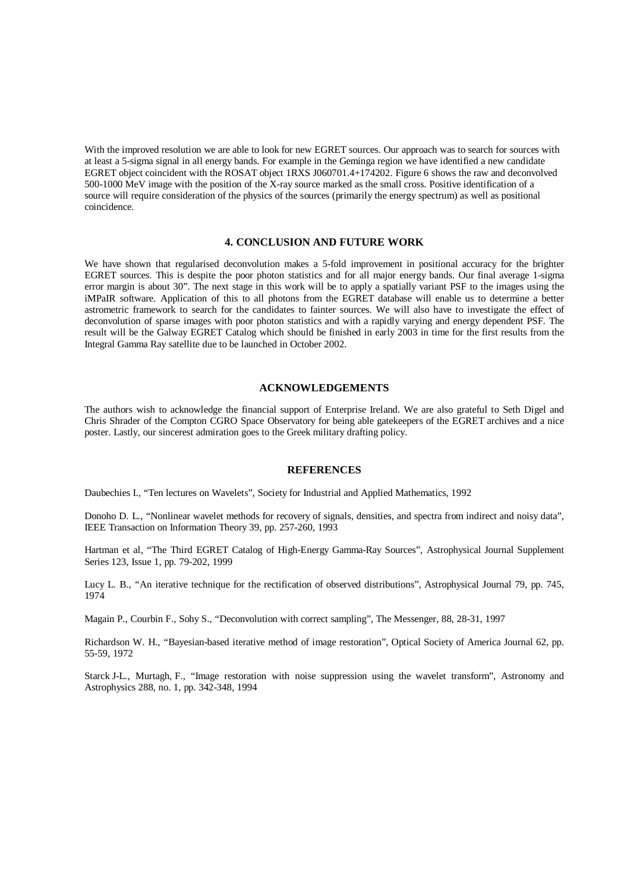With the improved resolution we are able to look for new EGRET sources. Our approach was to search for sources with at least a 5-sigma signal in all energy bands. For example in the Geminga region we have identified a new candidate EGRET object coincident with the ROSAT object 1RXS J060701.4+174202. Figure 6 shows the raw and deconvolved 500-1000 MeV image with the position of the X-ray source marked as the small cross. Positive identification of a source will require consideration of the physics of the sources (primarily the energy spectrum) as well as positional coincidence.

## 4. CONCLUSION AND FUTURE WORK

We have shown that regularised deconvolution makes a 5-fold improvement in positional accuracy for the brighter EGRET sources. This is despite the poor photon statistics and for all major energy bands. Our final average 1-sigma error margin is about 30". The next stage in this work will be to apply a spatially variant PSF to the images using the iMPaIR software. Application of this to all photons from the EGRET database will enable us to determine a better astrometric framework to search for the candidates to fainter sources. We will also have to investigate the effect of deconvolution of sparse images with poor photon statistics and with a rapidly varying and energy dependent PSF. The result will be the Galway EGRET Catalog which should be finished in early 2003 in time for the first results from the Integral Gamma Ray satellite due to be launched in October 2002.

## ACKNOWLEDGEMENTS

The authors wish to acknowledge the financial support of Enterprise Ireland. We are also grateful to Seth Digel and Chris Shrader of the Compton CGRO Space Observatory for being able gatekeepers of the EGRET archives and a nice poster. Lastly, our sincerest admiration goes to the Greek military drafting policy.

## REFERENCES

Daubechies I., "Ten lectures on Wavelets", Society for Industrial and Applied Mathematics, 1992

Donoho D. L., "Nonlinear wavelet methods for recovery of signals, densities, and spectra from indirect and noisy data", IEEE Transaction on Information Theory 39, pp. 257-260, 1993

Hartman et al, "The Third EGRET Catalog of High-Energy Gamma-Ray Sources", Astrophysical Journal Supplement Series 123, Issue 1, pp. 79-202, 1999

Lucy L. B., "An iterative technique for the rectification of observed distributions", Astrophysical Journal 79, pp. 745, 1974

Magain P., Courbin F., Sohy S., "Deconvolution with correct sampling", The Messenger, 88, 28-31, 1997

Richardson W. H., "Bayesian-based iterative method of image restoration", Optical Society of America Journal 62, pp. 55-59, 1972

Starck J-L., Murtagh, F., "Image restoration with noise suppression using the wavelet transform", Astronomy and Astrophysics 288, no. 1, pp. 342-348, 1994